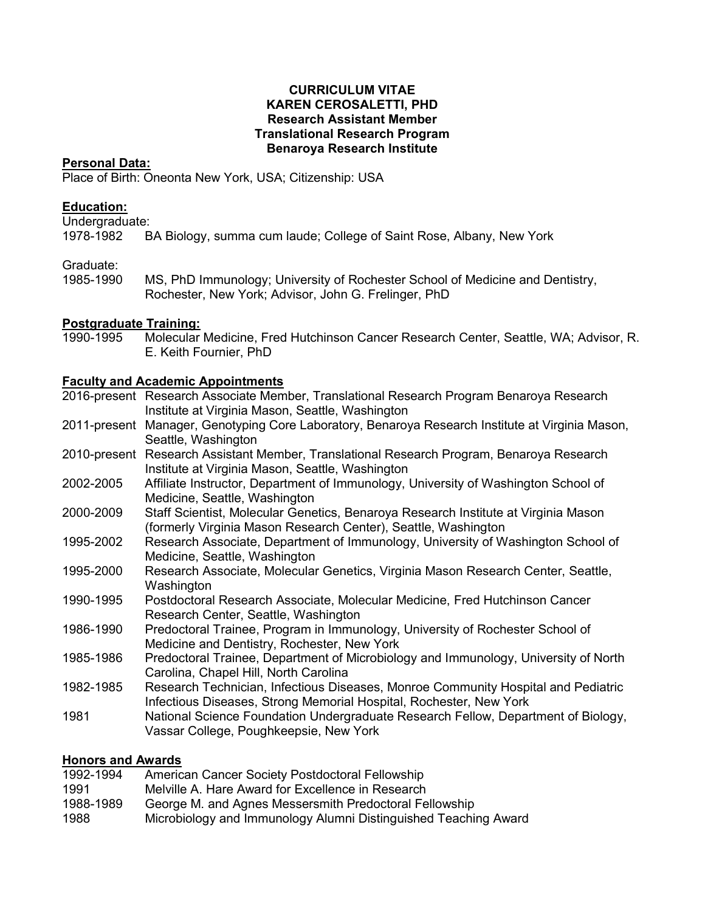**CURRICULUM VITAE**
**KAREN CEROSALETTI, PHD**
**Research Assistant Member**
**Translational Research Program**
**Benaroya Research Institute**

## Personal Data:

Place of Birth: Oneonta New York, USA; Citizenship: USA

## Education:

Undergraduate:

1978-1982 BA Biology, summa cum laude; College of Saint Rose, Albany, New York

Graduate:

1985-1990 MS, PhD Immunology; University of Rochester School of Medicine and Dentistry, Rochester, New York; Advisor, John G. Frelinger, PhD

## Postgraduate Training:

1990-1995 Molecular Medicine, Fred Hutchinson Cancer Research Center, Seattle, WA; Advisor, R. E. Keith Fournier, PhD

## Faculty and Academic Appointments

| | |
|---|---|
| 2016-present | Research Associate Member, Translational Research Program Benaroya Research Institute at Virginia Mason, Seattle, Washington |
| 2011-present | Manager, Genotyping Core Laboratory, Benaroya Research Institute at Virginia Mason, Seattle, Washington |
| 2010-present | Research Assistant Member, Translational Research Program, Benaroya Research Institute at Virginia Mason, Seattle, Washington |
| 2002-2005 | Affiliate Instructor, Department of Immunology, University of Washington School of Medicine, Seattle, Washington |
| 2000-2009 | Staff Scientist, Molecular Genetics, Benaroya Research Institute at Virginia Mason (formerly Virginia Mason Research Center), Seattle, Washington |
| 1995-2002 | Research Associate, Department of Immunology, University of Washington School of Medicine, Seattle, Washington |
| 1995-2000 | Research Associate, Molecular Genetics, Virginia Mason Research Center, Seattle, Washington |
| 1990-1995 | Postdoctoral Research Associate, Molecular Medicine, Fred Hutchinson Cancer Research Center, Seattle, Washington |
| 1986-1990 | Predoctoral Trainee, Program in Immunology, University of Rochester School of Medicine and Dentistry, Rochester, New York |
| 1985-1986 | Predoctoral Trainee, Department of Microbiology and Immunology, University of North Carolina, Chapel Hill, North Carolina |
| 1982-1985 | Research Technician, Infectious Diseases, Monroe Community Hospital and Pediatric Infectious Diseases, Strong Memorial Hospital, Rochester, New York |
| 1981 | National Science Foundation Undergraduate Research Fellow, Department of Biology, Vassar College, Poughkeepsie, New York |

## Honors and Awards

| | |
|---|---|
| 1992-1994 | American Cancer Society Postdoctoral Fellowship |
| 1991 | Melville A. Hare Award for Excellence in Research |
| 1988-1989 | George M. and Agnes Messersmith Predoctoral Fellowship |
| 1988 | Microbiology and Immunology Alumni Distinguished Teaching Award |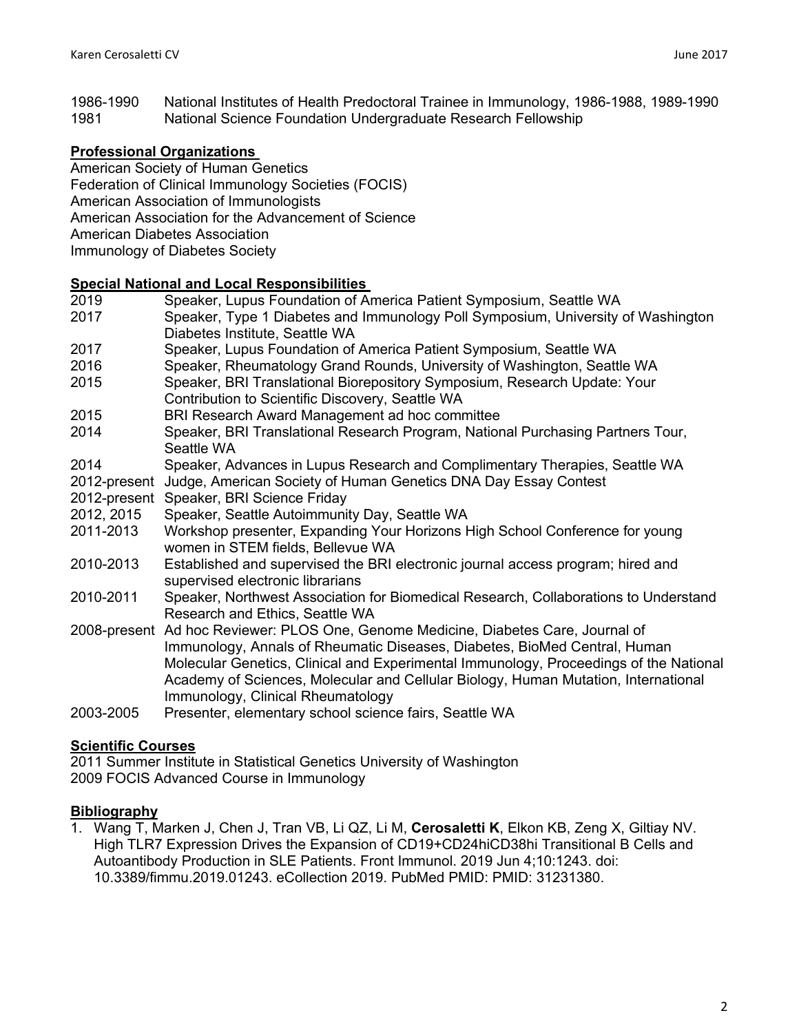1986-1990 National Institutes of Health Predoctoral Trainee in Immunology, 1986-1988, 1989-1990
1981 National Science Foundation Undergraduate Research Fellowship

## Professional Organizations

American Society of Human Genetics
Federation of Clinical Immunology Societies (FOCIS)
American Association of Immunologists
American Association for the Advancement of Science
American Diabetes Association
Immunology of Diabetes Society

## Special National and Local Responsibilities

| | |
|---|---|
| 2019 | Speaker, Lupus Foundation of America Patient Symposium, Seattle WA |
| 2017 | Speaker, Type 1 Diabetes and Immunology Poll Symposium, University of Washington Diabetes Institute, Seattle WA |
| 2017 | Speaker, Lupus Foundation of America Patient Symposium, Seattle WA |
| 2016 | Speaker, Rheumatology Grand Rounds, University of Washington, Seattle WA |
| 2015 | Speaker, BRI Translational Biorepository Symposium, Research Update: Your Contribution to Scientific Discovery, Seattle WA |
| 2015 | BRI Research Award Management ad hoc committee |
| 2014 | Speaker, BRI Translational Research Program, National Purchasing Partners Tour, Seattle WA |
| 2014 | Speaker, Advances in Lupus Research and Complimentary Therapies, Seattle WA |
| 2012-present | Judge, American Society of Human Genetics DNA Day Essay Contest |
| 2012-present | Speaker, BRI Science Friday |
| 2012, 2015 | Speaker, Seattle Autoimmunity Day, Seattle WA |
| 2011-2013 | Workshop presenter, Expanding Your Horizons High School Conference for young women in STEM fields, Bellevue WA |
| 2010-2013 | Established and supervised the BRI electronic journal access program; hired and supervised electronic librarians |
| 2010-2011 | Speaker, Northwest Association for Biomedical Research, Collaborations to Understand Research and Ethics, Seattle WA |
| 2008-present | Ad hoc Reviewer: PLOS One, Genome Medicine, Diabetes Care, Journal of Immunology, Annals of Rheumatic Diseases, Diabetes, BioMed Central, Human Molecular Genetics, Clinical and Experimental Immunology, Proceedings of the National Academy of Sciences, Molecular and Cellular Biology, Human Mutation, International Immunology, Clinical Rheumatology |
| 2003-2005 | Presenter, elementary school science fairs, Seattle WA |

## Scientific Courses

2011 Summer Institute in Statistical Genetics University of Washington
2009 FOCIS Advanced Course in Immunology

## Bibliography

1. Wang T, Marken J, Chen J, Tran VB, Li QZ, Li M, **Cerosaletti K**, Elkon KB, Zeng X, Giltiay NV. High TLR7 Expression Drives the Expansion of CD19+CD24hiCD38hi Transitional B Cells and Autoantibody Production in SLE Patients. Front Immunol. 2019 Jun 4;10:1243. doi: 10.3389/fimmu.2019.01243. eCollection 2019. PubMed PMID: PMID: 31231380.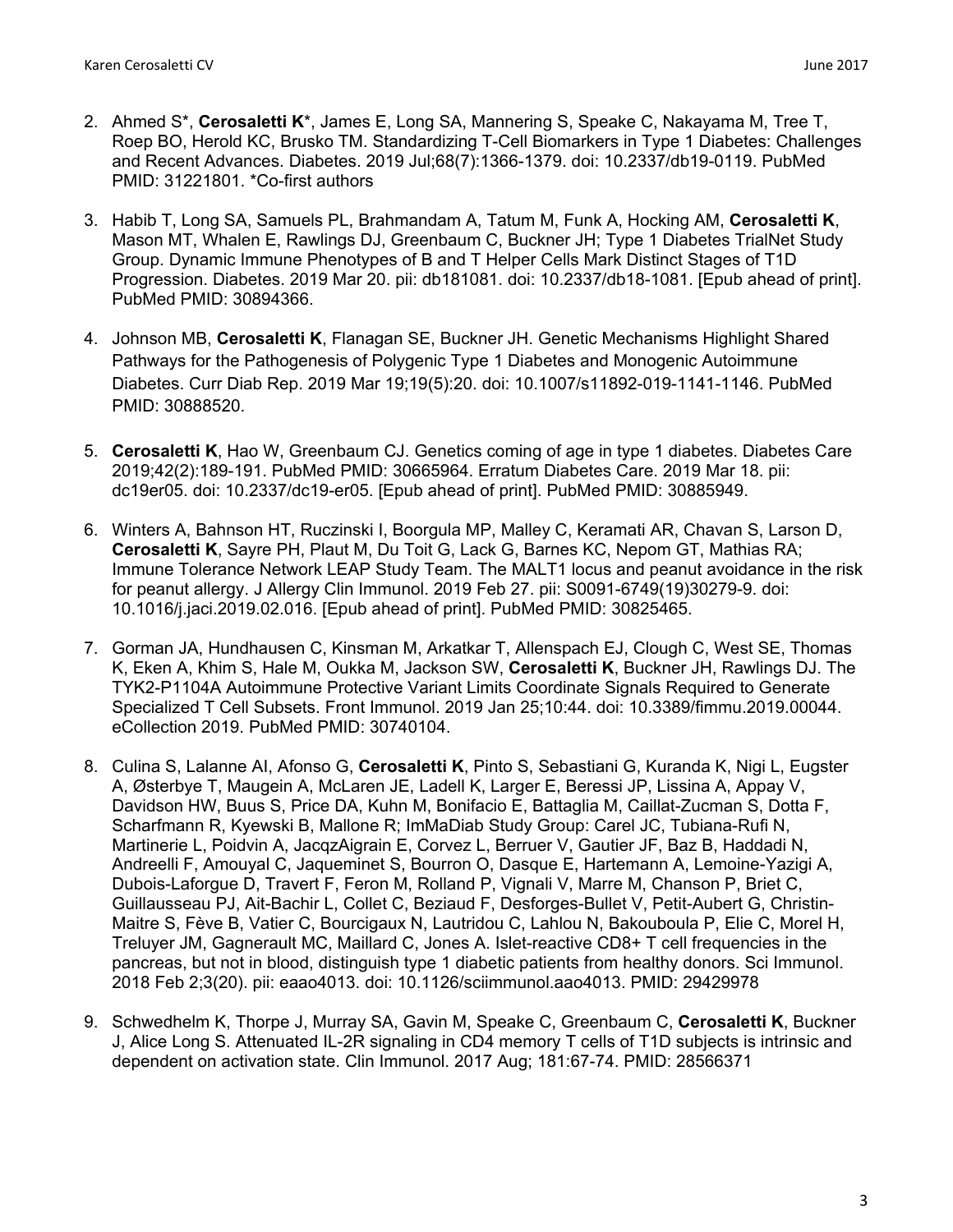2. Ahmed S*, **Cerosaletti K***, James E, Long SA, Mannering S, Speake C, Nakayama M, Tree T, Roep BO, Herold KC, Brusko TM. Standardizing T-Cell Biomarkers in Type 1 Diabetes: Challenges and Recent Advances. Diabetes. 2019 Jul;68(7):1366-1379. doi: 10.2337/db19-0119. PubMed PMID: 31221801. *Co-first authors

3. Habib T, Long SA, Samuels PL, Brahmandam A, Tatum M, Funk A, Hocking AM, **Cerosaletti K**, Mason MT, Whalen E, Rawlings DJ, Greenbaum C, Buckner JH; Type 1 Diabetes TrialNet Study Group. Dynamic Immune Phenotypes of B and T Helper Cells Mark Distinct Stages of T1D Progression. Diabetes. 2019 Mar 20. pii: db181081. doi: 10.2337/db18-1081. [Epub ahead of print]. PubMed PMID: 30894366.

4. Johnson MB, **Cerosaletti K**, Flanagan SE, Buckner JH. Genetic Mechanisms Highlight Shared Pathways for the Pathogenesis of Polygenic Type 1 Diabetes and Monogenic Autoimmune Diabetes. Curr Diab Rep. 2019 Mar 19;19(5):20. doi: 10.1007/s11892-019-1141-1146. PubMed PMID: 30888520.

5. **Cerosaletti K**, Hao W, Greenbaum CJ. Genetics coming of age in type 1 diabetes. Diabetes Care 2019;42(2):189-191. PubMed PMID: 30665964. Erratum Diabetes Care. 2019 Mar 18. pii: dc19er05. doi: 10.2337/dc19-er05. [Epub ahead of print]. PubMed PMID: 30885949.

6. Winters A, Bahnson HT, Ruczinski I, Boorgula MP, Malley C, Keramati AR, Chavan S, Larson D, **Cerosaletti K**, Sayre PH, Plaut M, Du Toit G, Lack G, Barnes KC, Nepom GT, Mathias RA; Immune Tolerance Network LEAP Study Team. The MALT1 locus and peanut avoidance in the risk for peanut allergy. J Allergy Clin Immunol. 2019 Feb 27. pii: S0091-6749(19)30279-9. doi: 10.1016/j.jaci.2019.02.016. [Epub ahead of print]. PubMed PMID: 30825465.

7. Gorman JA, Hundhausen C, Kinsman M, Arkatkar T, Allenspach EJ, Clough C, West SE, Thomas K, Eken A, Khim S, Hale M, Oukka M, Jackson SW, **Cerosaletti K**, Buckner JH, Rawlings DJ. The TYK2-P1104A Autoimmune Protective Variant Limits Coordinate Signals Required to Generate Specialized T Cell Subsets. Front Immunol. 2019 Jan 25;10:44. doi: 10.3389/fimmu.2019.00044. eCollection 2019. PubMed PMID: 30740104.

8. Culina S, Lalanne AI, Afonso G, **Cerosaletti K**, Pinto S, Sebastiani G, Kuranda K, Nigi L, Eugster A, Østerbye T, Maugein A, McLaren JE, Ladell K, Larger E, Beressi JP, Lissina A, Appay V, Davidson HW, Buus S, Price DA, Kuhn M, Bonifacio E, Battaglia M, Caillat-Zucman S, Dotta F, Scharfmann R, Kyewski B, Mallone R; ImMaDiab Study Group: Carel JC, Tubiana-Rufi N, Martinerie L, Poidvin A, JacqzAigrain E, Corvez L, Berruer V, Gautier JF, Baz B, Haddadi N, Andreelli F, Amouyal C, Jaqueminet S, Bourron O, Dasque E, Hartemann A, Lemoine-Yazigi A, Dubois-Laforgue D, Travert F, Feron M, Rolland P, Vignali V, Marre M, Chanson P, Briet C, Guillausseau PJ, Ait-Bachir L, Collet C, Beziaud F, Desforges-Bullet V, Petit-Aubert G, Christin-Maitre S, Fève B, Vatier C, Bourcigaux N, Lautridou C, Lahlou N, Bakouboula P, Elie C, Morel H, Treluyer JM, Gagnerault MC, Maillard C, Jones A. Islet-reactive CD8+ T cell frequencies in the pancreas, but not in blood, distinguish type 1 diabetic patients from healthy donors. Sci Immunol. 2018 Feb 2;3(20). pii: eaao4013. doi: 10.1126/sciimmunol.aao4013. PMID: 29429978

9. Schwedhelm K, Thorpe J, Murray SA, Gavin M, Speake C, Greenbaum C, **Cerosaletti K**, Buckner J, Alice Long S. Attenuated IL-2R signaling in CD4 memory T cells of T1D subjects is intrinsic and dependent on activation state. Clin Immunol. 2017 Aug; 181:67-74. PMID: 28566371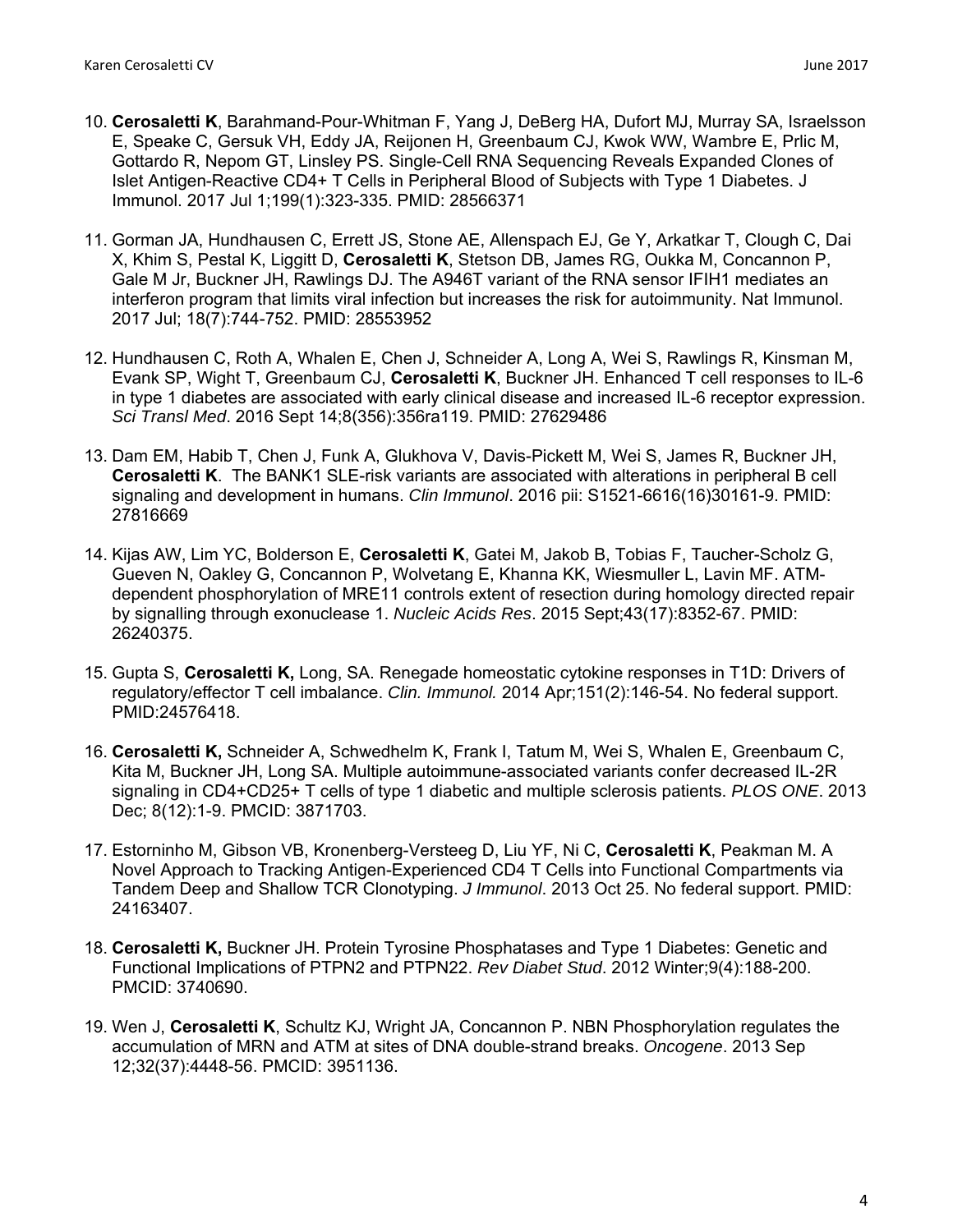10. **Cerosaletti K**, Barahmand-Pour-Whitman F, Yang J, DeBerg HA, Dufort MJ, Murray SA, Israelsson E, Speake C, Gersuk VH, Eddy JA, Reijonen H, Greenbaum CJ, Kwok WW, Wambre E, Prlic M, Gottardo R, Nepom GT, Linsley PS. Single-Cell RNA Sequencing Reveals Expanded Clones of Islet Antigen-Reactive CD4+ T Cells in Peripheral Blood of Subjects with Type 1 Diabetes. J Immunol. 2017 Jul 1;199(1):323-335. PMID: 28566371

11. Gorman JA, Hundhausen C, Errett JS, Stone AE, Allenspach EJ, Ge Y, Arkatkar T, Clough C, Dai X, Khim S, Pestal K, Liggitt D, **Cerosaletti K**, Stetson DB, James RG, Oukka M, Concannon P, Gale M Jr, Buckner JH, Rawlings DJ. The A946T variant of the RNA sensor IFIH1 mediates an interferon program that limits viral infection but increases the risk for autoimmunity. Nat Immunol. 2017 Jul; 18(7):744-752. PMID: 28553952

12. Hundhausen C, Roth A, Whalen E, Chen J, Schneider A, Long A, Wei S, Rawlings R, Kinsman M, Evank SP, Wight T, Greenbaum CJ, **Cerosaletti K**, Buckner JH. Enhanced T cell responses to IL-6 in type 1 diabetes are associated with early clinical disease and increased IL-6 receptor expression. *Sci Transl Med*. 2016 Sept 14;8(356):356ra119. PMID: 27629486

13. Dam EM, Habib T, Chen J, Funk A, Glukhova V, Davis-Pickett M, Wei S, James R, Buckner JH, **Cerosaletti K**. The BANK1 SLE-risk variants are associated with alterations in peripheral B cell signaling and development in humans. *Clin Immunol*. 2016 pii: S1521-6616(16)30161-9. PMID: 27816669

14. Kijas AW, Lim YC, Bolderson E, **Cerosaletti K**, Gatei M, Jakob B, Tobias F, Taucher-Scholz G, Gueven N, Oakley G, Concannon P, Wolvetang E, Khanna KK, Wiesmuller L, Lavin MF. ATM-dependent phosphorylation of MRE11 controls extent of resection during homology directed repair by signalling through exonuclease 1. *Nucleic Acids Res*. 2015 Sept;43(17):8352-67. PMID: 26240375.

15. Gupta S, **Cerosaletti K,** Long, SA. Renegade homeostatic cytokine responses in T1D: Drivers of regulatory/effector T cell imbalance. *Clin. Immunol.* 2014 Apr;151(2):146-54. No federal support. PMID:24576418.

16. **Cerosaletti K,** Schneider A, Schwedhelm K, Frank I, Tatum M, Wei S, Whalen E, Greenbaum C, Kita M, Buckner JH, Long SA. Multiple autoimmune-associated variants confer decreased IL-2R signaling in CD4+CD25+ T cells of type 1 diabetic and multiple sclerosis patients. *PLOS ONE*. 2013 Dec; 8(12):1-9. PMCID: 3871703.

17. Estorninho M, Gibson VB, Kronenberg-Versteeg D, Liu YF, Ni C, **Cerosaletti K**, Peakman M. A Novel Approach to Tracking Antigen-Experienced CD4 T Cells into Functional Compartments via Tandem Deep and Shallow TCR Clonotyping. *J Immunol*. 2013 Oct 25. No federal support. PMID: 24163407.

18. **Cerosaletti K,** Buckner JH. Protein Tyrosine Phosphatases and Type 1 Diabetes: Genetic and Functional Implications of PTPN2 and PTPN22. *Rev Diabet Stud*. 2012 Winter;9(4):188-200. PMCID: 3740690.

19. Wen J, **Cerosaletti K**, Schultz KJ, Wright JA, Concannon P. NBN Phosphorylation regulates the accumulation of MRN and ATM at sites of DNA double-strand breaks. *Oncogene*. 2013 Sep 12;32(37):4448-56. PMCID: 3951136.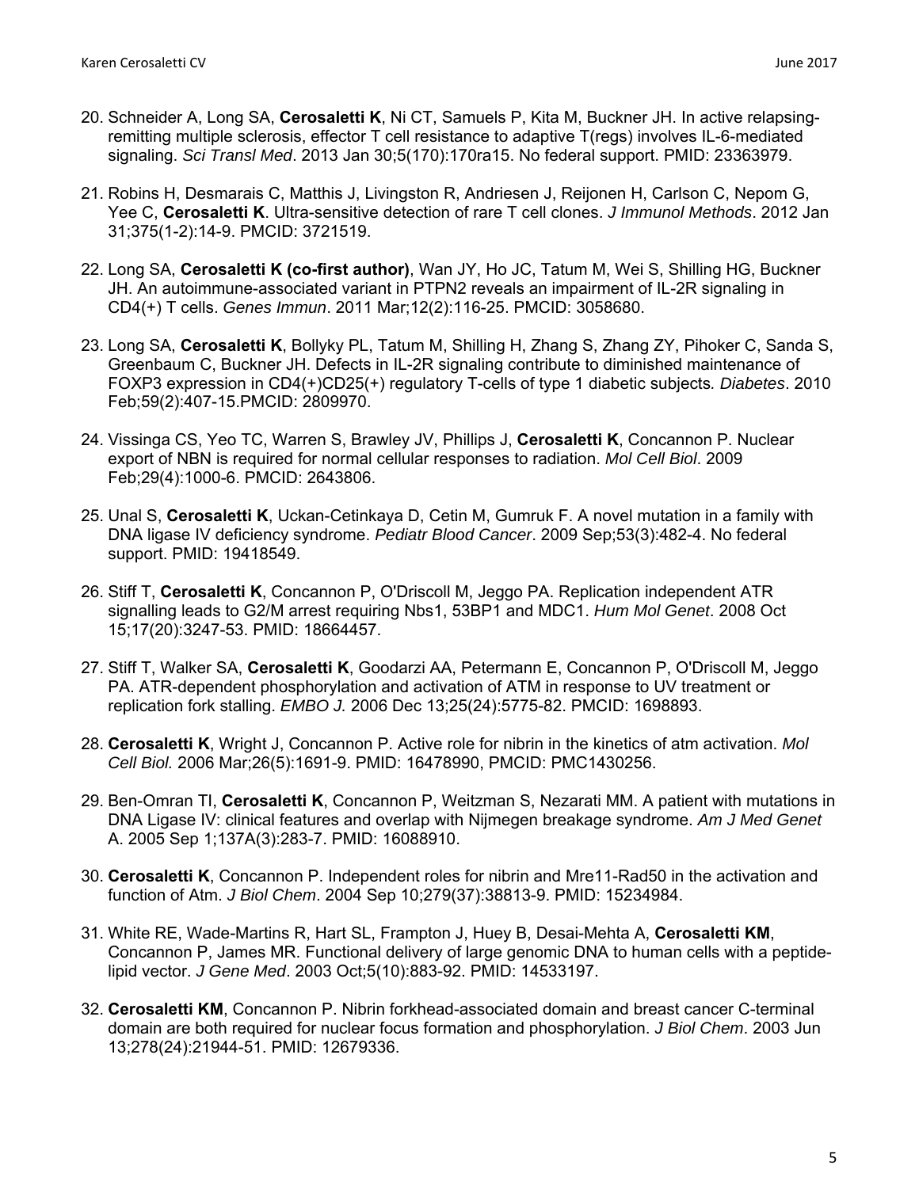20. Schneider A, Long SA, **Cerosaletti K**, Ni CT, Samuels P, Kita M, Buckner JH. In active relapsing-remitting multiple sclerosis, effector T cell resistance to adaptive T(regs) involves IL-6-mediated signaling. *Sci Transl Med*. 2013 Jan 30;5(170):170ra15. No federal support. PMID: 23363979.

21. Robins H, Desmarais C, Matthis J, Livingston R, Andriesen J, Reijonen H, Carlson C, Nepom G, Yee C, **Cerosaletti K**. Ultra-sensitive detection of rare T cell clones. *J Immunol Methods*. 2012 Jan 31;375(1-2):14-9. PMCID: 3721519.

22. Long SA, **Cerosaletti K (co-first author)**, Wan JY, Ho JC, Tatum M, Wei S, Shilling HG, Buckner JH. An autoimmune-associated variant in PTPN2 reveals an impairment of IL-2R signaling in CD4(+) T cells. *Genes Immun*. 2011 Mar;12(2):116-25. PMCID: 3058680.

23. Long SA, **Cerosaletti K**, Bollyky PL, Tatum M, Shilling H, Zhang S, Zhang ZY, Pihoker C, Sanda S, Greenbaum C, Buckner JH. Defects in IL-2R signaling contribute to diminished maintenance of FOXP3 expression in CD4(+)CD25(+) regulatory T-cells of type 1 diabetic subjects. *Diabetes*. 2010 Feb;59(2):407-15.PMCID: 2809970.

24. Vissinga CS, Yeo TC, Warren S, Brawley JV, Phillips J, **Cerosaletti K**, Concannon P. Nuclear export of NBN is required for normal cellular responses to radiation. *Mol Cell Biol*. 2009 Feb;29(4):1000-6. PMCID: 2643806.

25. Unal S, **Cerosaletti K**, Uckan-Cetinkaya D, Cetin M, Gumruk F. A novel mutation in a family with DNA ligase IV deficiency syndrome. *Pediatr Blood Cancer*. 2009 Sep;53(3):482-4. No federal support. PMID: 19418549.

26. Stiff T, **Cerosaletti K**, Concannon P, O'Driscoll M, Jeggo PA. Replication independent ATR signalling leads to G2/M arrest requiring Nbs1, 53BP1 and MDC1. *Hum Mol Genet*. 2008 Oct 15;17(20):3247-53. PMID: 18664457.

27. Stiff T, Walker SA, **Cerosaletti K**, Goodarzi AA, Petermann E, Concannon P, O'Driscoll M, Jeggo PA. ATR-dependent phosphorylation and activation of ATM in response to UV treatment or replication fork stalling. *EMBO J.* 2006 Dec 13;25(24):5775-82. PMCID: 1698893.

28. **Cerosaletti K**, Wright J, Concannon P. Active role for nibrin in the kinetics of atm activation. *Mol Cell Biol.* 2006 Mar;26(5):1691-9. PMID: 16478990, PMCID: PMC1430256.

29. Ben-Omran TI, **Cerosaletti K**, Concannon P, Weitzman S, Nezarati MM. A patient with mutations in DNA Ligase IV: clinical features and overlap with Nijmegen breakage syndrome. *Am J Med Genet* A. 2005 Sep 1;137A(3):283-7. PMID: 16088910.

30. **Cerosaletti K**, Concannon P. Independent roles for nibrin and Mre11-Rad50 in the activation and function of Atm. *J Biol Chem*. 2004 Sep 10;279(37):38813-9. PMID: 15234984.

31. White RE, Wade-Martins R, Hart SL, Frampton J, Huey B, Desai-Mehta A, **Cerosaletti KM**, Concannon P, James MR. Functional delivery of large genomic DNA to human cells with a peptide-lipid vector. *J Gene Med*. 2003 Oct;5(10):883-92. PMID: 14533197.

32. **Cerosaletti KM**, Concannon P. Nibrin forkhead-associated domain and breast cancer C-terminal domain are both required for nuclear focus formation and phosphorylation. *J Biol Chem*. 2003 Jun 13;278(24):21944-51. PMID: 12679336.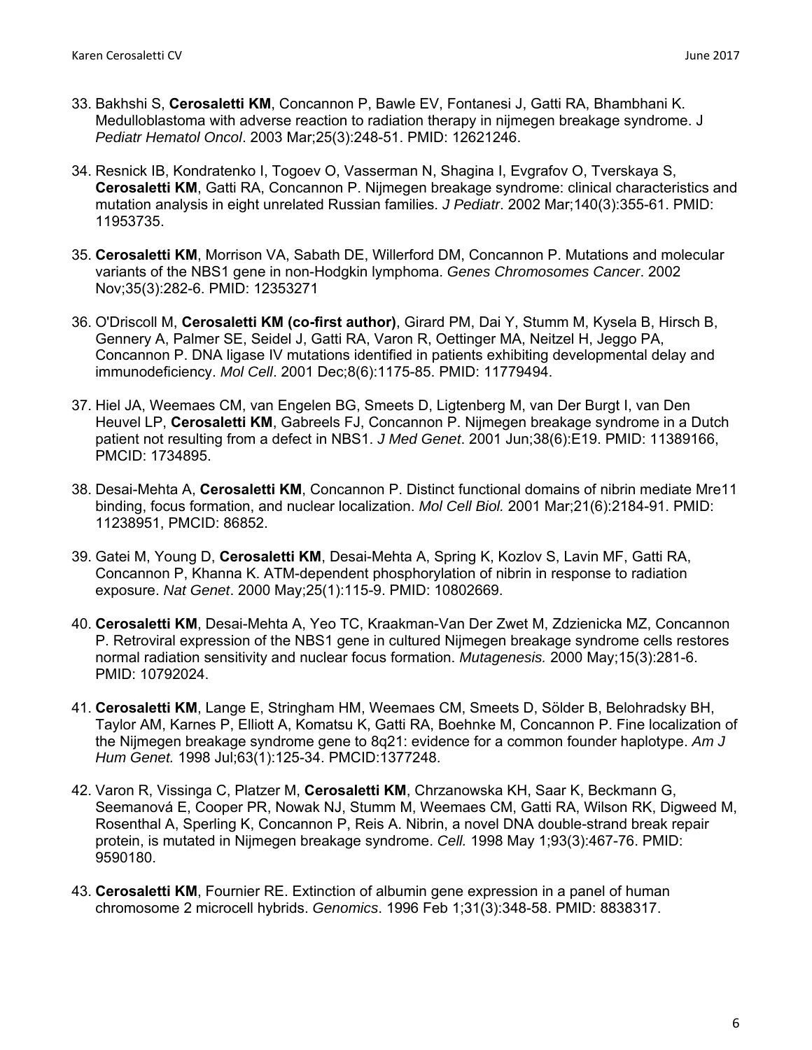33. Bakhshi S, **Cerosaletti KM**, Concannon P, Bawle EV, Fontanesi J, Gatti RA, Bhambhani K. Medulloblastoma with adverse reaction to radiation therapy in nijmegen breakage syndrome. J *Pediatr Hematol Oncol*. 2003 Mar;25(3):248-51. PMID: 12621246.

34. Resnick IB, Kondratenko I, Togoev O, Vasserman N, Shagina I, Evgrafov O, Tverskaya S, **Cerosaletti KM**, Gatti RA, Concannon P. Nijmegen breakage syndrome: clinical characteristics and mutation analysis in eight unrelated Russian families. *J Pediatr*. 2002 Mar;140(3):355-61. PMID: 11953735.

35. **Cerosaletti KM**, Morrison VA, Sabath DE, Willerford DM, Concannon P. Mutations and molecular variants of the NBS1 gene in non-Hodgkin lymphoma. *Genes Chromosomes Cancer*. 2002 Nov;35(3):282-6. PMID: 12353271

36. O'Driscoll M, **Cerosaletti KM (co-first author)**, Girard PM, Dai Y, Stumm M, Kysela B, Hirsch B, Gennery A, Palmer SE, Seidel J, Gatti RA, Varon R, Oettinger MA, Neitzel H, Jeggo PA, Concannon P. DNA ligase IV mutations identified in patients exhibiting developmental delay and immunodeficiency. *Mol Cell*. 2001 Dec;8(6):1175-85. PMID: 11779494.

37. Hiel JA, Weemaes CM, van Engelen BG, Smeets D, Ligtenberg M, van Der Burgt I, van Den Heuvel LP, **Cerosaletti KM**, Gabreels FJ, Concannon P. Nijmegen breakage syndrome in a Dutch patient not resulting from a defect in NBS1. *J Med Genet*. 2001 Jun;38(6):E19. PMID: 11389166, PMCID: 1734895.

38. Desai-Mehta A, **Cerosaletti KM**, Concannon P. Distinct functional domains of nibrin mediate Mre11 binding, focus formation, and nuclear localization. *Mol Cell Biol.* 2001 Mar;21(6):2184-91. PMID: 11238951, PMCID: 86852.

39. Gatei M, Young D, **Cerosaletti KM**, Desai-Mehta A, Spring K, Kozlov S, Lavin MF, Gatti RA, Concannon P, Khanna K. ATM-dependent phosphorylation of nibrin in response to radiation exposure. *Nat Genet*. 2000 May;25(1):115-9. PMID: 10802669.

40. **Cerosaletti KM**, Desai-Mehta A, Yeo TC, Kraakman-Van Der Zwet M, Zdzienicka MZ, Concannon P. Retroviral expression of the NBS1 gene in cultured Nijmegen breakage syndrome cells restores normal radiation sensitivity and nuclear focus formation. *Mutagenesis.* 2000 May;15(3):281-6. PMID: 10792024.

41. **Cerosaletti KM**, Lange E, Stringham HM, Weemaes CM, Smeets D, Sölder B, Belohradsky BH, Taylor AM, Karnes P, Elliott A, Komatsu K, Gatti RA, Boehnke M, Concannon P. Fine localization of the Nijmegen breakage syndrome gene to 8q21: evidence for a common founder haplotype. *Am J Hum Genet.* 1998 Jul;63(1):125-34. PMCID:1377248.

42. Varon R, Vissinga C, Platzer M, **Cerosaletti KM**, Chrzanowska KH, Saar K, Beckmann G, Seemanová E, Cooper PR, Nowak NJ, Stumm M, Weemaes CM, Gatti RA, Wilson RK, Digweed M, Rosenthal A, Sperling K, Concannon P, Reis A. Nibrin, a novel DNA double-strand break repair protein, is mutated in Nijmegen breakage syndrome. *Cell.* 1998 May 1;93(3):467-76. PMID: 9590180.

43. **Cerosaletti KM**, Fournier RE. Extinction of albumin gene expression in a panel of human chromosome 2 microcell hybrids. *Genomics*. 1996 Feb 1;31(3):348-58. PMID: 8838317.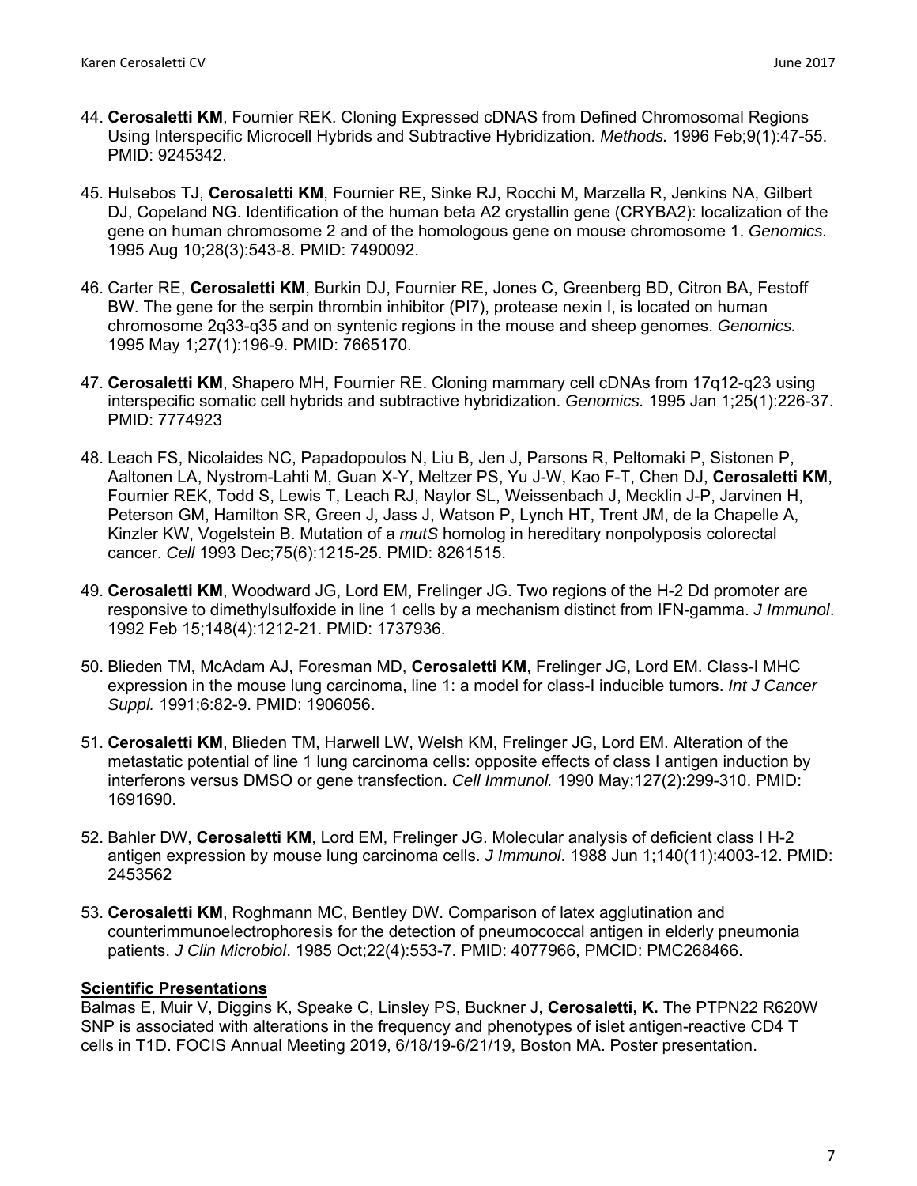44. **Cerosaletti KM**, Fournier REK. Cloning Expressed cDNAS from Defined Chromosomal Regions Using Interspecific Microcell Hybrids and Subtractive Hybridization. *Methods.* 1996 Feb;9(1):47-55. PMID: 9245342.

45. Hulsebos TJ, **Cerosaletti KM**, Fournier RE, Sinke RJ, Rocchi M, Marzella R, Jenkins NA, Gilbert DJ, Copeland NG. Identification of the human beta A2 crystallin gene (CRYBA2): localization of the gene on human chromosome 2 and of the homologous gene on mouse chromosome 1. *Genomics.* 1995 Aug 10;28(3):543-8. PMID: 7490092.

46. Carter RE, **Cerosaletti KM**, Burkin DJ, Fournier RE, Jones C, Greenberg BD, Citron BA, Festoff BW. The gene for the serpin thrombin inhibitor (PI7), protease nexin I, is located on human chromosome 2q33-q35 and on syntenic regions in the mouse and sheep genomes. *Genomics.* 1995 May 1;27(1):196-9. PMID: 7665170.

47. **Cerosaletti KM**, Shapero MH, Fournier RE. Cloning mammary cell cDNAs from 17q12-q23 using interspecific somatic cell hybrids and subtractive hybridization. *Genomics.* 1995 Jan 1;25(1):226-37. PMID: 7774923

48. Leach FS, Nicolaides NC, Papadopoulos N, Liu B, Jen J, Parsons R, Peltomaki P, Sistonen P, Aaltonen LA, Nystrom-Lahti M, Guan X-Y, Meltzer PS, Yu J-W, Kao F-T, Chen DJ, **Cerosaletti KM**, Fournier REK, Todd S, Lewis T, Leach RJ, Naylor SL, Weissenbach J, Mecklin J-P, Jarvinen H, Peterson GM, Hamilton SR, Green J, Jass J, Watson P, Lynch HT, Trent JM, de la Chapelle A, Kinzler KW, Vogelstein B. Mutation of a *mutS* homolog in hereditary nonpolyposis colorectal cancer. *Cell* 1993 Dec;75(6):1215-25. PMID: 8261515.

49. **Cerosaletti KM**, Woodward JG, Lord EM, Frelinger JG. Two regions of the H-2 Dd promoter are responsive to dimethylsulfoxide in line 1 cells by a mechanism distinct from IFN-gamma. *J Immunol*. 1992 Feb 15;148(4):1212-21. PMID: 1737936.

50. Blieden TM, McAdam AJ, Foresman MD, **Cerosaletti KM**, Frelinger JG, Lord EM. Class-I MHC expression in the mouse lung carcinoma, line 1: a model for class-I inducible tumors. *Int J Cancer Suppl.* 1991;6:82-9. PMID: 1906056.

51. **Cerosaletti KM**, Blieden TM, Harwell LW, Welsh KM, Frelinger JG, Lord EM. Alteration of the metastatic potential of line 1 lung carcinoma cells: opposite effects of class I antigen induction by interferons versus DMSO or gene transfection. *Cell Immunol.* 1990 May;127(2):299-310. PMID: 1691690.

52. Bahler DW, **Cerosaletti KM**, Lord EM, Frelinger JG. Molecular analysis of deficient class I H-2 antigen expression by mouse lung carcinoma cells. *J Immunol*. 1988 Jun 1;140(11):4003-12. PMID: 2453562

53. **Cerosaletti KM**, Roghmann MC, Bentley DW. Comparison of latex agglutination and counterimmunoelectrophoresis for the detection of pneumococcal antigen in elderly pneumonia patients. *J Clin Microbiol*. 1985 Oct;22(4):553-7. PMID: 4077966, PMCID: PMC268466.

## Scientific Presentations

Balmas E, Muir V, Diggins K, Speake C, Linsley PS, Buckner J, **Cerosaletti, K.** The PTPN22 R620W SNP is associated with alterations in the frequency and phenotypes of islet antigen-reactive CD4 T cells in T1D. FOCIS Annual Meeting 2019, 6/18/19-6/21/19, Boston MA. Poster presentation.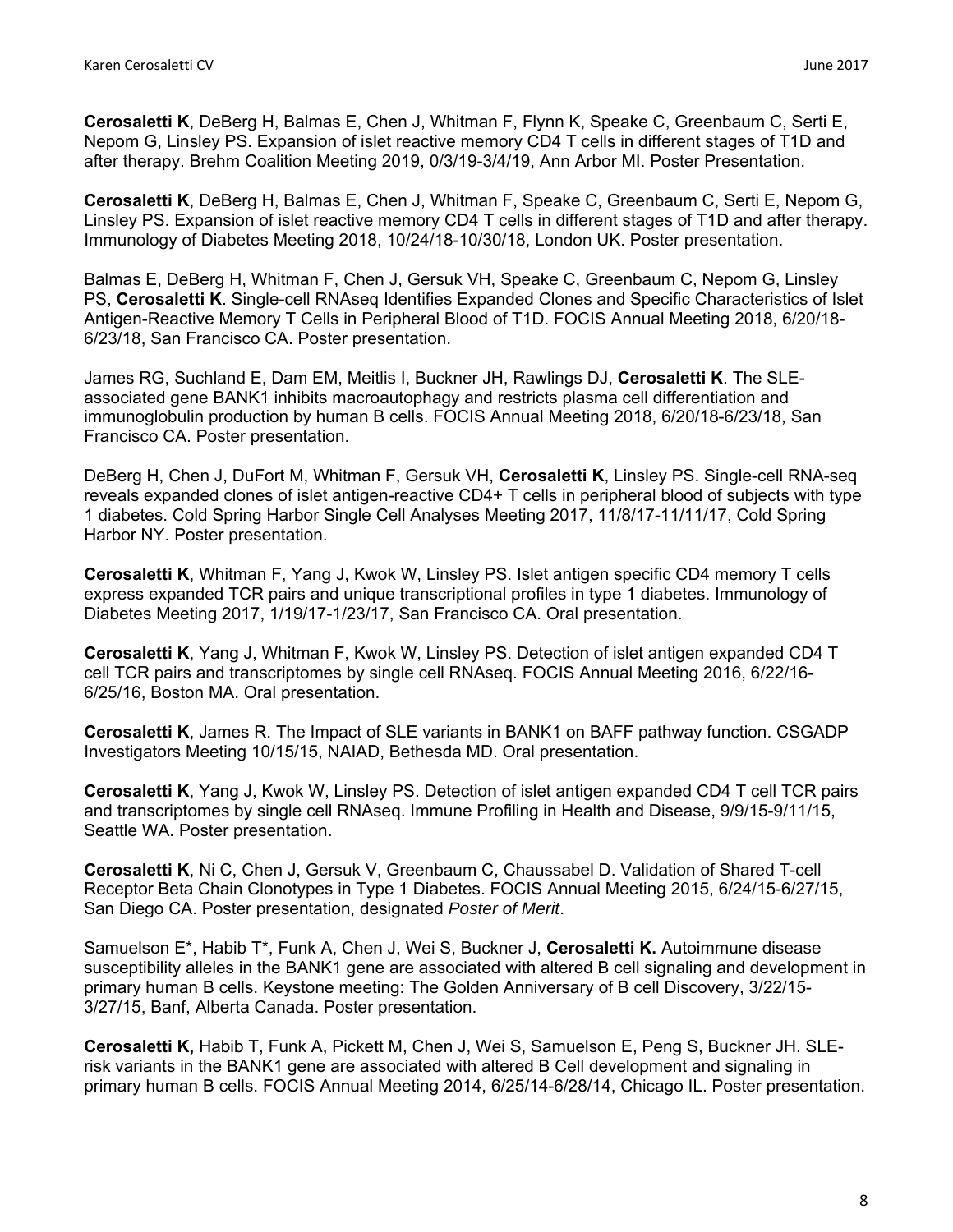**Cerosaletti K**, DeBerg H, Balmas E, Chen J, Whitman F, Flynn K, Speake C, Greenbaum C, Serti E, Nepom G, Linsley PS. Expansion of islet reactive memory CD4 T cells in different stages of T1D and after therapy. Brehm Coalition Meeting 2019, 0/3/19-3/4/19, Ann Arbor MI. Poster Presentation.

**Cerosaletti K**, DeBerg H, Balmas E, Chen J, Whitman F, Speake C, Greenbaum C, Serti E, Nepom G, Linsley PS. Expansion of islet reactive memory CD4 T cells in different stages of T1D and after therapy. Immunology of Diabetes Meeting 2018, 10/24/18-10/30/18, London UK. Poster presentation.

Balmas E, DeBerg H, Whitman F, Chen J, Gersuk VH, Speake C, Greenbaum C, Nepom G, Linsley PS, **Cerosaletti K**. Single-cell RNAseq Identifies Expanded Clones and Specific Characteristics of Islet Antigen-Reactive Memory T Cells in Peripheral Blood of T1D. FOCIS Annual Meeting 2018, 6/20/18-6/23/18, San Francisco CA. Poster presentation.

James RG, Suchland E, Dam EM, Meitlis I, Buckner JH, Rawlings DJ, **Cerosaletti K**. The SLE-associated gene BANK1 inhibits macroautophagy and restricts plasma cell differentiation and immunoglobulin production by human B cells. FOCIS Annual Meeting 2018, 6/20/18-6/23/18, San Francisco CA. Poster presentation.

DeBerg H, Chen J, DuFort M, Whitman F, Gersuk VH, **Cerosaletti K**, Linsley PS. Single-cell RNA-seq reveals expanded clones of islet antigen-reactive CD4+ T cells in peripheral blood of subjects with type 1 diabetes. Cold Spring Harbor Single Cell Analyses Meeting 2017, 11/8/17-11/11/17, Cold Spring Harbor NY. Poster presentation.

**Cerosaletti K**, Whitman F, Yang J, Kwok W, Linsley PS. Islet antigen specific CD4 memory T cells express expanded TCR pairs and unique transcriptional profiles in type 1 diabetes. Immunology of Diabetes Meeting 2017, 1/19/17-1/23/17, San Francisco CA. Oral presentation.

**Cerosaletti K**, Yang J, Whitman F, Kwok W, Linsley PS. Detection of islet antigen expanded CD4 T cell TCR pairs and transcriptomes by single cell RNAseq. FOCIS Annual Meeting 2016, 6/22/16-6/25/16, Boston MA. Oral presentation.

**Cerosaletti K**, James R. The Impact of SLE variants in BANK1 on BAFF pathway function. CSGADP Investigators Meeting 10/15/15, NAIAD, Bethesda MD. Oral presentation.

**Cerosaletti K**, Yang J, Kwok W, Linsley PS. Detection of islet antigen expanded CD4 T cell TCR pairs and transcriptomes by single cell RNAseq. Immune Profiling in Health and Disease, 9/9/15-9/11/15, Seattle WA. Poster presentation.

**Cerosaletti K**, Ni C, Chen J, Gersuk V, Greenbaum C, Chaussabel D. Validation of Shared T-cell Receptor Beta Chain Clonotypes in Type 1 Diabetes. FOCIS Annual Meeting 2015, 6/24/15-6/27/15, San Diego CA. Poster presentation, designated *Poster of Merit*.

Samuelson E*, Habib T*, Funk A, Chen J, Wei S, Buckner J, **Cerosaletti K.** Autoimmune disease susceptibility alleles in the BANK1 gene are associated with altered B cell signaling and development in primary human B cells. Keystone meeting: The Golden Anniversary of B cell Discovery, 3/22/15-3/27/15, Banf, Alberta Canada. Poster presentation.

**Cerosaletti K,** Habib T, Funk A, Pickett M, Chen J, Wei S, Samuelson E, Peng S, Buckner JH. SLE-risk variants in the BANK1 gene are associated with altered B Cell development and signaling in primary human B cells. FOCIS Annual Meeting 2014, 6/25/14-6/28/14, Chicago IL. Poster presentation.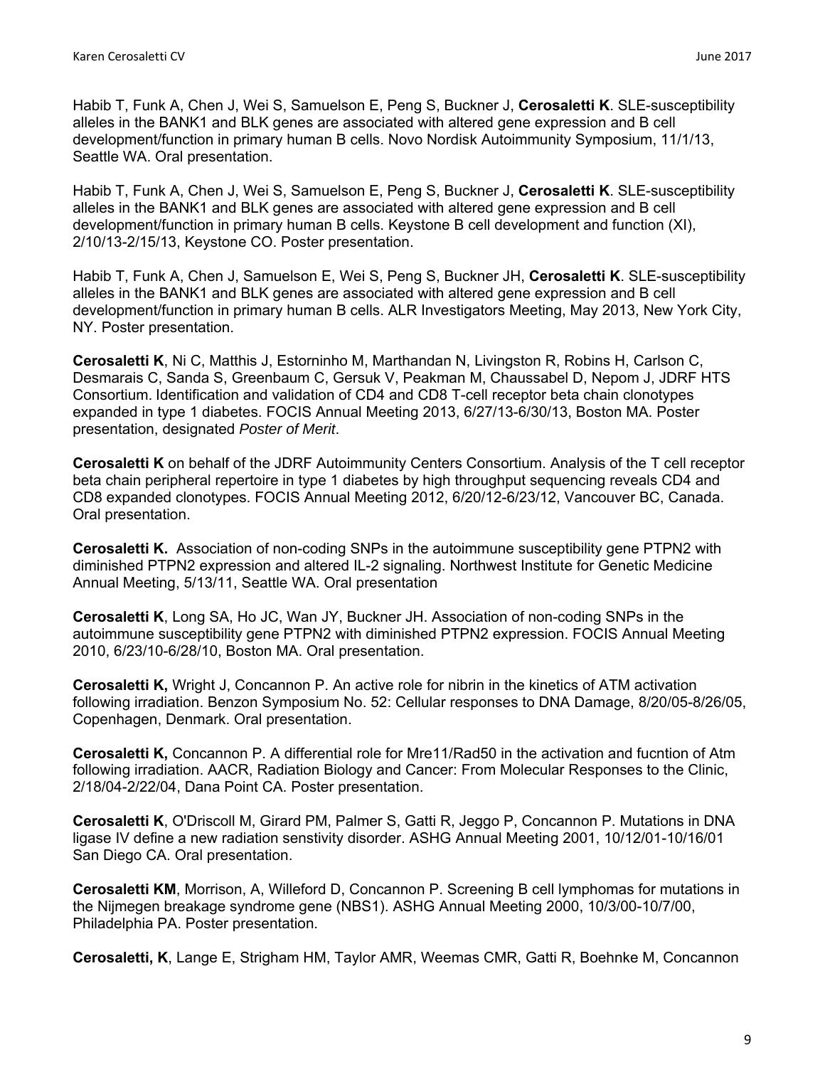Habib T, Funk A, Chen J, Wei S, Samuelson E, Peng S, Buckner J, **Cerosaletti K**. SLE-susceptibility alleles in the BANK1 and BLK genes are associated with altered gene expression and B cell development/function in primary human B cells. Novo Nordisk Autoimmunity Symposium, 11/1/13, Seattle WA. Oral presentation.

Habib T, Funk A, Chen J, Wei S, Samuelson E, Peng S, Buckner J, **Cerosaletti K**. SLE-susceptibility alleles in the BANK1 and BLK genes are associated with altered gene expression and B cell development/function in primary human B cells. Keystone B cell development and function (XI), 2/10/13-2/15/13, Keystone CO. Poster presentation.

Habib T, Funk A, Chen J, Samuelson E, Wei S, Peng S, Buckner JH, **Cerosaletti K**. SLE-susceptibility alleles in the BANK1 and BLK genes are associated with altered gene expression and B cell development/function in primary human B cells. ALR Investigators Meeting, May 2013, New York City, NY. Poster presentation.

**Cerosaletti K**, Ni C, Matthis J, Estorninho M, Marthandan N, Livingston R, Robins H, Carlson C, Desmarais C, Sanda S, Greenbaum C, Gersuk V, Peakman M, Chaussabel D, Nepom J, JDRF HTS Consortium. Identification and validation of CD4 and CD8 T-cell receptor beta chain clonotypes expanded in type 1 diabetes. FOCIS Annual Meeting 2013, 6/27/13-6/30/13, Boston MA. Poster presentation, designated *Poster of Merit*.

**Cerosaletti K** on behalf of the JDRF Autoimmunity Centers Consortium. Analysis of the T cell receptor beta chain peripheral repertoire in type 1 diabetes by high throughput sequencing reveals CD4 and CD8 expanded clonotypes. FOCIS Annual Meeting 2012, 6/20/12-6/23/12, Vancouver BC, Canada. Oral presentation.

**Cerosaletti K.** Association of non-coding SNPs in the autoimmune susceptibility gene PTPN2 with diminished PTPN2 expression and altered IL-2 signaling. Northwest Institute for Genetic Medicine Annual Meeting, 5/13/11, Seattle WA. Oral presentation

**Cerosaletti K**, Long SA, Ho JC, Wan JY, Buckner JH. Association of non-coding SNPs in the autoimmune susceptibility gene PTPN2 with diminished PTPN2 expression. FOCIS Annual Meeting 2010, 6/23/10-6/28/10, Boston MA. Oral presentation.

**Cerosaletti K,** Wright J, Concannon P. An active role for nibrin in the kinetics of ATM activation following irradiation. Benzon Symposium No. 52: Cellular responses to DNA Damage, 8/20/05-8/26/05, Copenhagen, Denmark. Oral presentation.

**Cerosaletti K,** Concannon P. A differential role for Mre11/Rad50 in the activation and fucntion of Atm following irradiation. AACR, Radiation Biology and Cancer: From Molecular Responses to the Clinic, 2/18/04-2/22/04, Dana Point CA. Poster presentation.

**Cerosaletti K**, O'Driscoll M, Girard PM, Palmer S, Gatti R, Jeggo P, Concannon P. Mutations in DNA ligase IV define a new radiation senstivity disorder. ASHG Annual Meeting 2001, 10/12/01-10/16/01 San Diego CA. Oral presentation.

**Cerosaletti KM**, Morrison, A, Willeford D, Concannon P. Screening B cell lymphomas for mutations in the Nijmegen breakage syndrome gene (NBS1). ASHG Annual Meeting 2000, 10/3/00-10/7/00, Philadelphia PA. Poster presentation.

**Cerosaletti, K**, Lange E, Strigham HM, Taylor AMR, Weemas CMR, Gatti R, Boehnke M, Concannon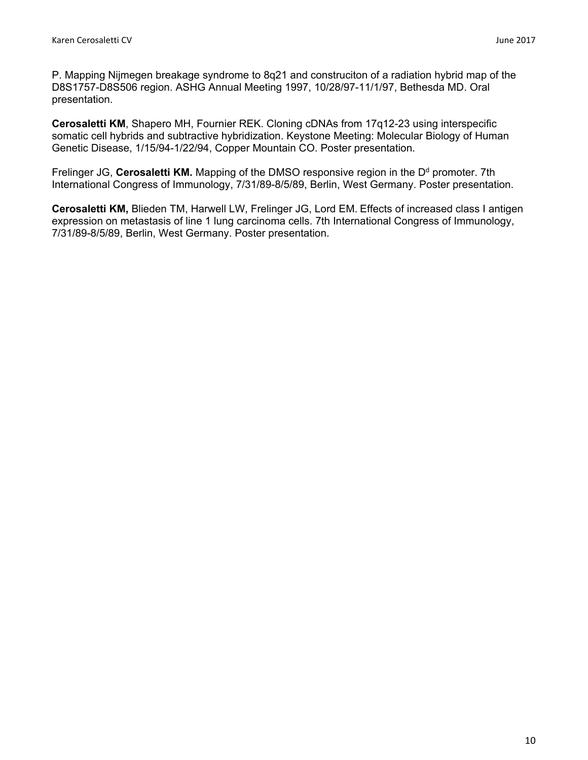P. Mapping Nijmegen breakage syndrome to 8q21 and construciton of a radiation hybrid map of the D8S1757-D8S506 region. ASHG Annual Meeting 1997, 10/28/97-11/1/97, Bethesda MD. Oral presentation.

**Cerosaletti KM**, Shapero MH, Fournier REK. Cloning cDNAs from 17q12-23 using interspecific somatic cell hybrids and subtractive hybridization. Keystone Meeting: Molecular Biology of Human Genetic Disease, 1/15/94-1/22/94, Copper Mountain CO. Poster presentation.

Frelinger JG, **Cerosaletti KM.** Mapping of the DMSO responsive region in the $D^d$ promoter. 7th International Congress of Immunology, 7/31/89-8/5/89, Berlin, West Germany. Poster presentation.

**Cerosaletti KM,** Blieden TM, Harwell LW, Frelinger JG, Lord EM. Effects of increased class I antigen expression on metastasis of line 1 lung carcinoma cells. 7th International Congress of Immunology, 7/31/89-8/5/89, Berlin, West Germany. Poster presentation.